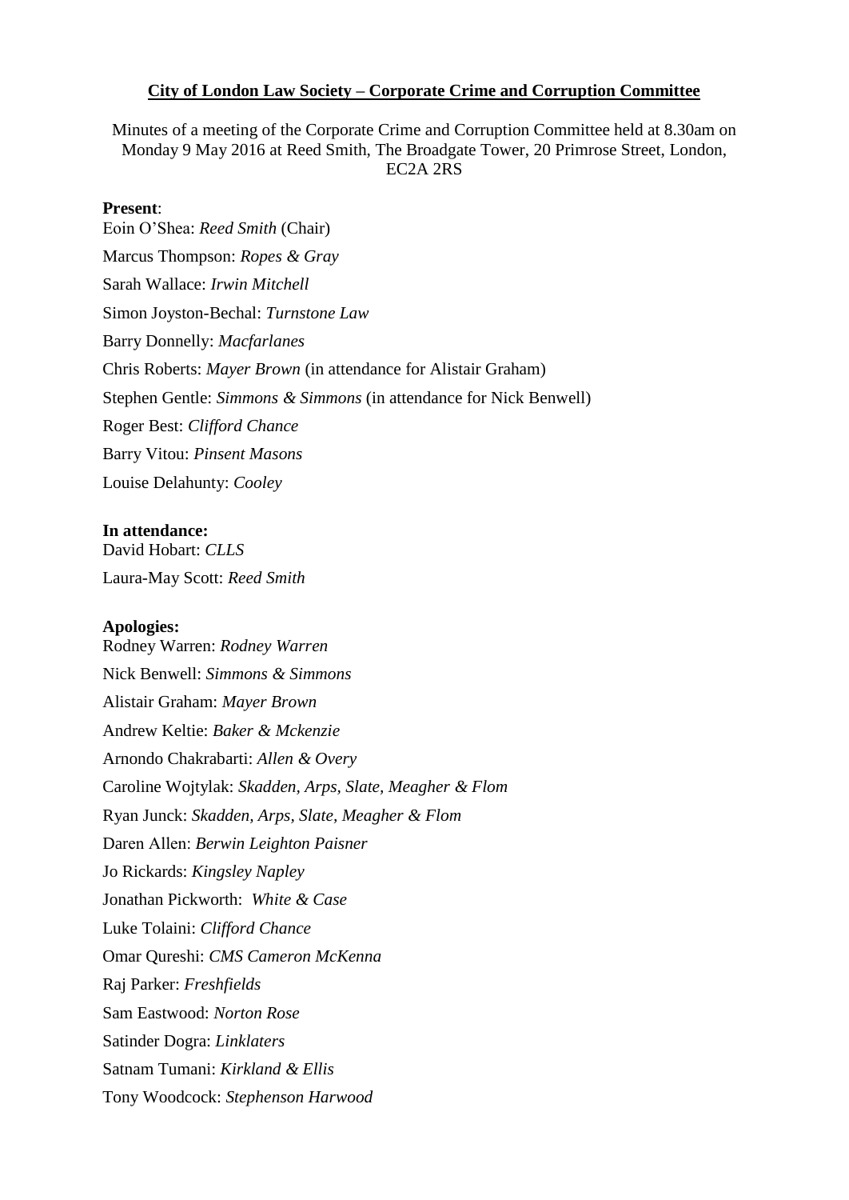**City of London Law Society – Corporate Crime and Corruption Committee**

Minutes of a meeting of the Corporate Crime and Corruption Committee held at 8.30am on Monday 9 May 2016 at Reed Smith, The Broadgate Tower, 20 Primrose Street, London, EC2A 2RS

**Present**:

Eoin O'Shea: *Reed Smith* (Chair)

Marcus Thompson: *Ropes & Gray*

Sarah Wallace: *Irwin Mitchell*

Simon Joyston-Bechal: *Turnstone Law*

Barry Donnelly: *Macfarlanes*

Chris Roberts: *Mayer Brown* (in attendance for Alistair Graham)

Stephen Gentle: *Simmons & Simmons* (in attendance for Nick Benwell)

Roger Best: *Clifford Chance*

Barry Vitou: *Pinsent Masons*

Louise Delahunty: *Cooley*

**In attendance:**

David Hobart: *CLLS*

Laura-May Scott: *Reed Smith*

**Apologies:**

Rodney Warren: *Rodney Warren*

Nick Benwell: *Simmons & Simmons*

Alistair Graham: *Mayer Brown*

Andrew Keltie: *Baker & Mckenzie*

Arnondo Chakrabarti: *Allen & Overy*

Caroline Wojtylak: *Skadden, Arps, Slate, Meagher & Flom*

Ryan Junck: *Skadden, Arps, Slate, Meagher & Flom*

Daren Allen: *Berwin Leighton Paisner*

Jo Rickards: *Kingsley Napley*

Jonathan Pickworth: *White & Case*

Luke Tolaini: *Clifford Chance*

Omar Qureshi: *CMS Cameron McKenna*

Raj Parker: *Freshfields*

Sam Eastwood: *Norton Rose*

Satinder Dogra: *Linklaters*

Satnam Tumani: *Kirkland & Ellis*

Tony Woodcock: *Stephenson Harwood*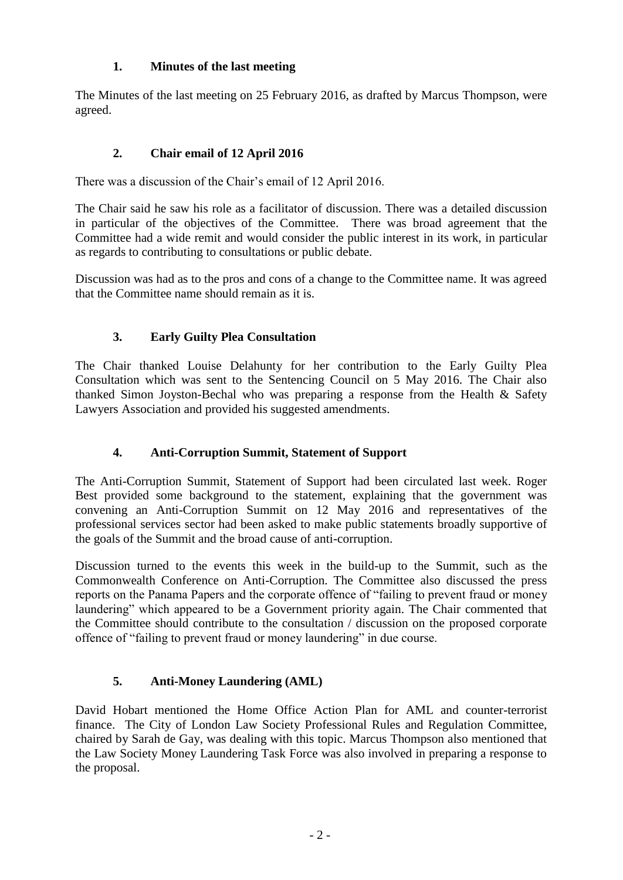## 1. Minutes of the last meeting

The Minutes of the last meeting on 25 February 2016, as drafted by Marcus Thompson, were agreed.

## 2. Chair email of 12 April 2016

There was a discussion of the Chair's email of 12 April 2016.

The Chair said he saw his role as a facilitator of discussion. There was a detailed discussion in particular of the objectives of the Committee. There was broad agreement that the Committee had a wide remit and would consider the public interest in its work, in particular as regards to contributing to consultations or public debate.

Discussion was had as to the pros and cons of a change to the Committee name. It was agreed that the Committee name should remain as it is.

## 3. Early Guilty Plea Consultation

The Chair thanked Louise Delahunty for her contribution to the Early Guilty Plea Consultation which was sent to the Sentencing Council on 5 May 2016. The Chair also thanked Simon Joyston-Bechal who was preparing a response from the Health & Safety Lawyers Association and provided his suggested amendments.

## 4. Anti-Corruption Summit, Statement of Support

The Anti-Corruption Summit, Statement of Support had been circulated last week. Roger Best provided some background to the statement, explaining that the government was convening an Anti-Corruption Summit on 12 May 2016 and representatives of the professional services sector had been asked to make public statements broadly supportive of the goals of the Summit and the broad cause of anti-corruption.

Discussion turned to the events this week in the build-up to the Summit, such as the Commonwealth Conference on Anti-Corruption. The Committee also discussed the press reports on the Panama Papers and the corporate offence of "failing to prevent fraud or money laundering" which appeared to be a Government priority again. The Chair commented that the Committee should contribute to the consultation / discussion on the proposed corporate offence of "failing to prevent fraud or money laundering" in due course.

## 5. Anti-Money Laundering (AML)

David Hobart mentioned the Home Office Action Plan for AML and counter-terrorist finance. The City of London Law Society Professional Rules and Regulation Committee, chaired by Sarah de Gay, was dealing with this topic. Marcus Thompson also mentioned that the Law Society Money Laundering Task Force was also involved in preparing a response to the proposal.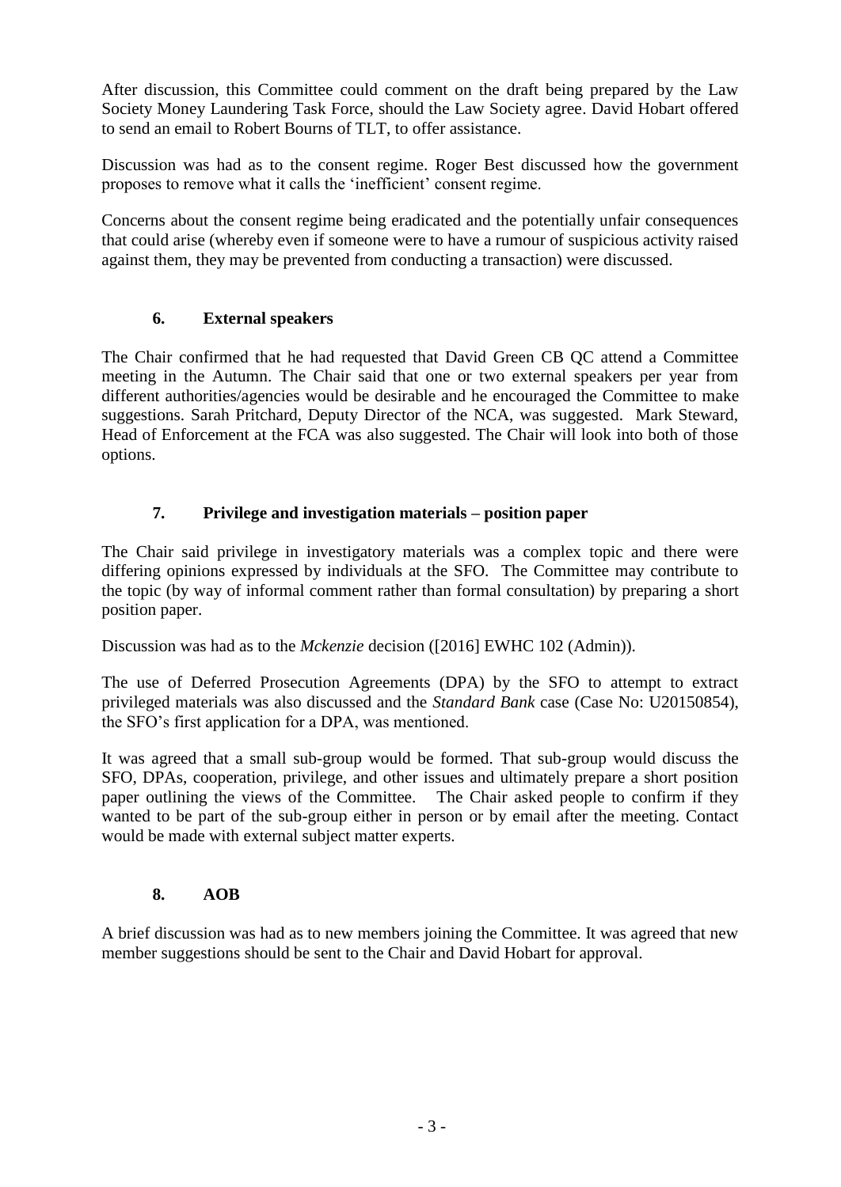After discussion, this Committee could comment on the draft being prepared by the Law Society Money Laundering Task Force, should the Law Society agree. David Hobart offered to send an email to Robert Bourns of TLT, to offer assistance.

Discussion was had as to the consent regime. Roger Best discussed how the government proposes to remove what it calls the 'inefficient' consent regime.

Concerns about the consent regime being eradicated and the potentially unfair consequences that could arise (whereby even if someone were to have a rumour of suspicious activity raised against them, they may be prevented from conducting a transaction) were discussed.

## 6. External speakers

The Chair confirmed that he had requested that David Green CB QC attend a Committee meeting in the Autumn. The Chair said that one or two external speakers per year from different authorities/agencies would be desirable and he encouraged the Committee to make suggestions. Sarah Pritchard, Deputy Director of the NCA, was suggested. Mark Steward, Head of Enforcement at the FCA was also suggested. The Chair will look into both of those options.

## 7. Privilege and investigation materials – position paper

The Chair said privilege in investigatory materials was a complex topic and there were differing opinions expressed by individuals at the SFO. The Committee may contribute to the topic (by way of informal comment rather than formal consultation) by preparing a short position paper.

Discussion was had as to the *Mckenzie* decision ([2016] EWHC 102 (Admin)).

The use of Deferred Prosecution Agreements (DPA) by the SFO to attempt to extract privileged materials was also discussed and the *Standard Bank* case (Case No: U20150854), the SFO's first application for a DPA, was mentioned.

It was agreed that a small sub-group would be formed. That sub-group would discuss the SFO, DPAs, cooperation, privilege, and other issues and ultimately prepare a short position paper outlining the views of the Committee. The Chair asked people to confirm if they wanted to be part of the sub-group either in person or by email after the meeting. Contact would be made with external subject matter experts.

## 8. AOB

A brief discussion was had as to new members joining the Committee. It was agreed that new member suggestions should be sent to the Chair and David Hobart for approval.